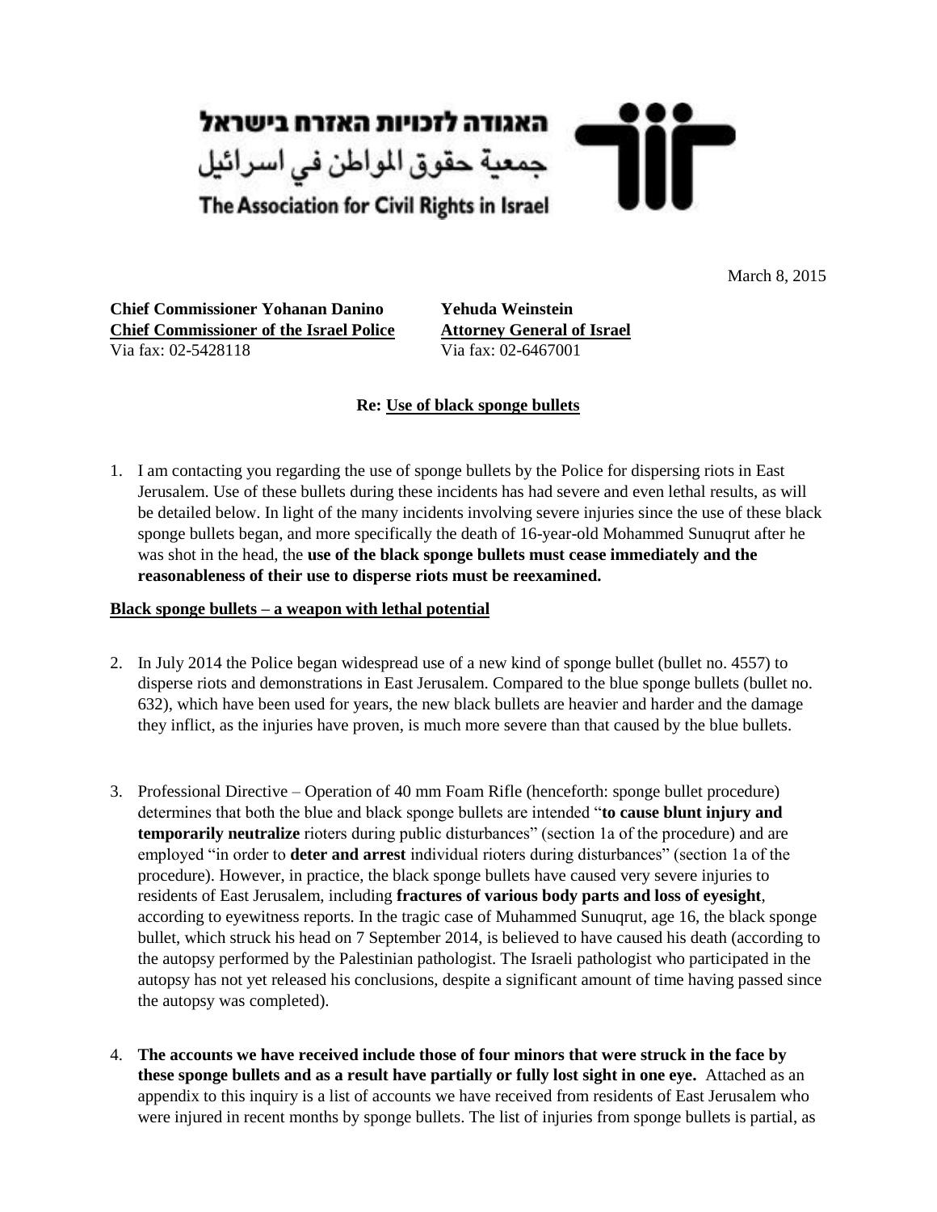האגודה לזכויות האזרח בישראל
جمعية حقوق المواطن في اسرائيل
The Association for Civil Rights in Israel

March 8, 2015

**Chief Commissioner Yohanan Danino**
**<u>Chief Commissioner of the Israel Police</u>**
Via fax: 02-5428118

**Yehuda Weinstein**
**<u>Attorney General of Israel</u>**
Via fax: 02-6467001

**Re: <u>Use of black sponge bullets</u>**

1. I am contacting you regarding the use of sponge bullets by the Police for dispersing riots in East Jerusalem. Use of these bullets during these incidents has had severe and even lethal results, as will be detailed below. In light of the many incidents involving severe injuries since the use of these black sponge bullets began, and more specifically the death of 16-year-old Mohammed Sunuqrut after he was shot in the head, the **use of the black sponge bullets must cease immediately and the reasonableness of their use to disperse riots must be reexamined.**

**<u>Black sponge bullets – a weapon with lethal potential</u>**

2. In July 2014 the Police began widespread use of a new kind of sponge bullet (bullet no. 4557) to disperse riots and demonstrations in East Jerusalem. Compared to the blue sponge bullets (bullet no. 632), which have been used for years, the new black bullets are heavier and harder and the damage they inflict, as the injuries have proven, is much more severe than that caused by the blue bullets.

3. Professional Directive – Operation of 40 mm Foam Rifle (henceforth: sponge bullet procedure) determines that both the blue and black sponge bullets are intended "**to cause blunt injury and temporarily neutralize** rioters during public disturbances" (section 1a of the procedure) and are employed "in order to **deter and arrest** individual rioters during disturbances" (section 1a of the procedure). However, in practice, the black sponge bullets have caused very severe injuries to residents of East Jerusalem, including **fractures of various body parts and loss of eyesight**, according to eyewitness reports. In the tragic case of Muhammed Sunuqrut, age 16, the black sponge bullet, which struck his head on 7 September 2014, is believed to have caused his death (according to the autopsy performed by the Palestinian pathologist. The Israeli pathologist who participated in the autopsy has not yet released his conclusions, despite a significant amount of time having passed since the autopsy was completed).

4. **The accounts we have received include those of four minors that were struck in the face by these sponge bullets and as a result have partially or fully lost sight in one eye.** Attached as an appendix to this inquiry is a list of accounts we have received from residents of East Jerusalem who were injured in recent months by sponge bullets. The list of injuries from sponge bullets is partial, as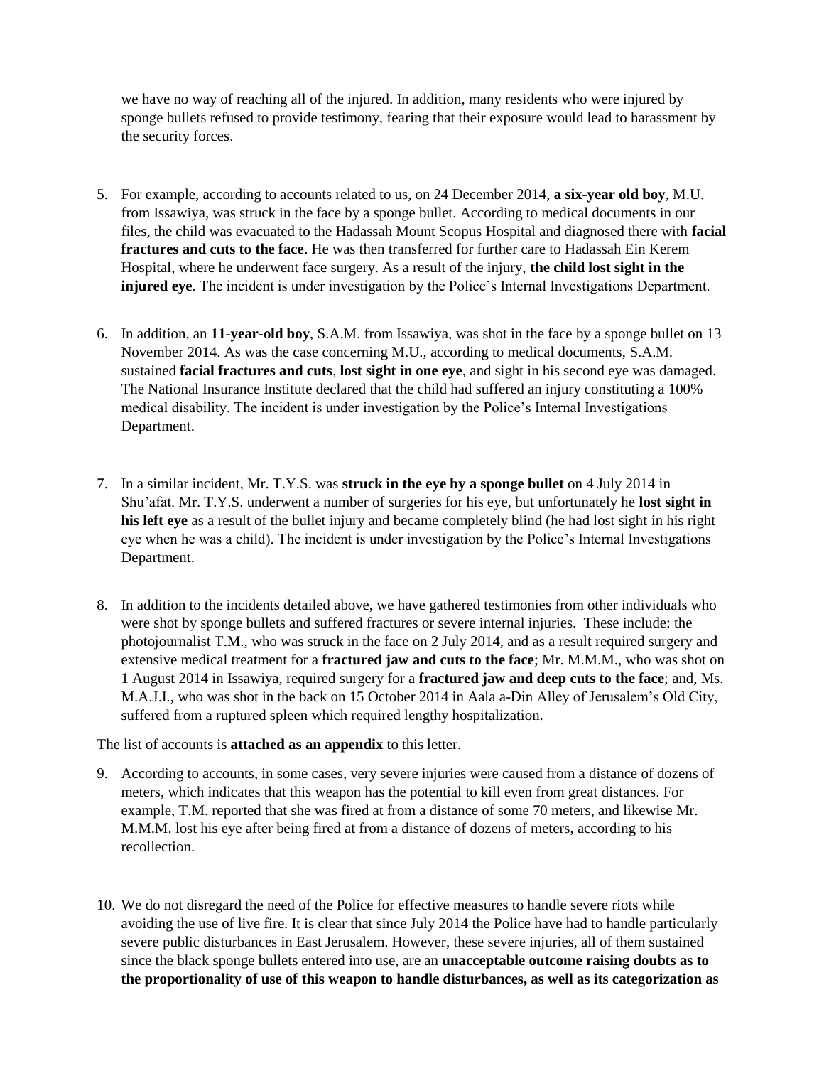we have no way of reaching all of the injured. In addition, many residents who were injured by sponge bullets refused to provide testimony, fearing that their exposure would lead to harassment by the security forces.

5. For example, according to accounts related to us, on 24 December 2014, **a six-year old boy**, M.U. from Issawiya, was struck in the face by a sponge bullet. According to medical documents in our files, the child was evacuated to the Hadassah Mount Scopus Hospital and diagnosed there with **facial fractures and cuts to the face**. He was then transferred for further care to Hadassah Ein Kerem Hospital, where he underwent face surgery. As a result of the injury, **the child lost sight in the injured eye**. The incident is under investigation by the Police's Internal Investigations Department.

6. In addition, an **11-year-old boy**, S.A.M. from Issawiya, was shot in the face by a sponge bullet on 13 November 2014. As was the case concerning M.U., according to medical documents, S.A.M. sustained **facial fractures and cuts**, **lost sight in one eye**, and sight in his second eye was damaged. The National Insurance Institute declared that the child had suffered an injury constituting a 100% medical disability. The incident is under investigation by the Police's Internal Investigations Department.

7. In a similar incident, Mr. T.Y.S. was **struck in the eye by a sponge bullet** on 4 July 2014 in Shu'afat. Mr. T.Y.S. underwent a number of surgeries for his eye, but unfortunately he **lost sight in his left eye** as a result of the bullet injury and became completely blind (he had lost sight in his right eye when he was a child). The incident is under investigation by the Police's Internal Investigations Department.

8. In addition to the incidents detailed above, we have gathered testimonies from other individuals who were shot by sponge bullets and suffered fractures or severe internal injuries. These include: the photojournalist T.M., who was struck in the face on 2 July 2014, and as a result required surgery and extensive medical treatment for a **fractured jaw and cuts to the face**; Mr. M.M.M., who was shot on 1 August 2014 in Issawiya, required surgery for a **fractured jaw and deep cuts to the face**; and, Ms. M.A.J.I., who was shot in the back on 15 October 2014 in Aala a-Din Alley of Jerusalem's Old City, suffered from a ruptured spleen which required lengthy hospitalization.

The list of accounts is **attached as an appendix** to this letter.

9. According to accounts, in some cases, very severe injuries were caused from a distance of dozens of meters, which indicates that this weapon has the potential to kill even from great distances. For example, T.M. reported that she was fired at from a distance of some 70 meters, and likewise Mr. M.M.M. lost his eye after being fired at from a distance of dozens of meters, according to his recollection.

10. We do not disregard the need of the Police for effective measures to handle severe riots while avoiding the use of live fire. It is clear that since July 2014 the Police have had to handle particularly severe public disturbances in East Jerusalem. However, these severe injuries, all of them sustained since the black sponge bullets entered into use, are an **unacceptable outcome raising doubts as to the proportionality of use of this weapon to handle disturbances, as well as its categorization as**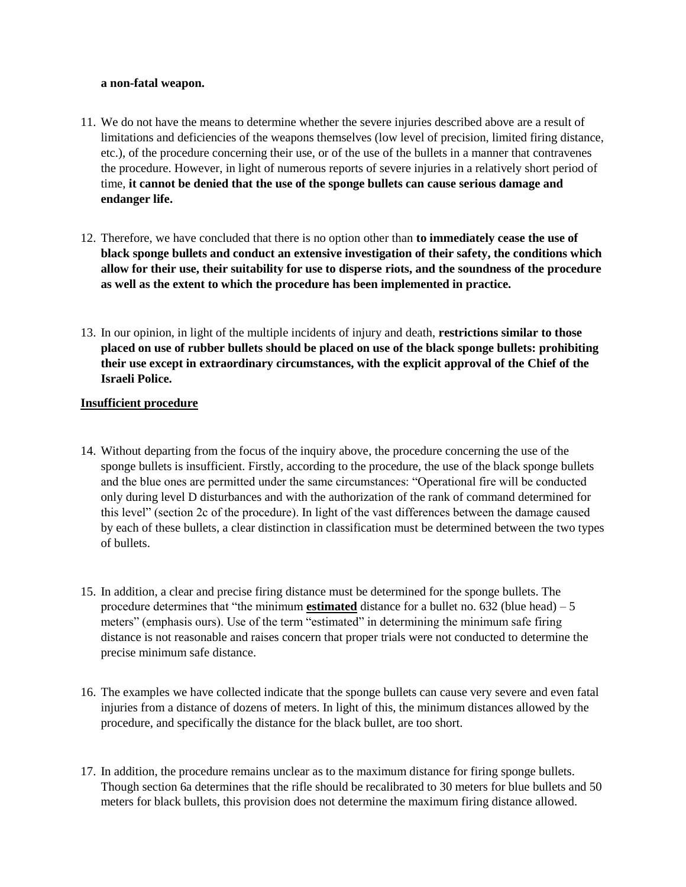**a non-fatal weapon.**

11. We do not have the means to determine whether the severe injuries described above are a result of limitations and deficiencies of the weapons themselves (low level of precision, limited firing distance, etc.), of the procedure concerning their use, or of the use of the bullets in a manner that contravenes the procedure. However, in light of numerous reports of severe injuries in a relatively short period of time, **it cannot be denied that the use of the sponge bullets can cause serious damage and endanger life.**

12. Therefore, we have concluded that there is no option other than **to immediately cease the use of black sponge bullets and conduct an extensive investigation of their safety, the conditions which allow for their use, their suitability for use to disperse riots, and the soundness of the procedure as well as the extent to which the procedure has been implemented in practice.**

13. In our opinion, in light of the multiple incidents of injury and death, **restrictions similar to those placed on use of rubber bullets should be placed on use of the black sponge bullets: prohibiting their use except in extraordinary circumstances, with the explicit approval of the Chief of the Israeli Police.**

**<u>Insufficient procedure</u>**

14. Without departing from the focus of the inquiry above, the procedure concerning the use of the sponge bullets is insufficient. Firstly, according to the procedure, the use of the black sponge bullets and the blue ones are permitted under the same circumstances: "Operational fire will be conducted only during level D disturbances and with the authorization of the rank of command determined for this level" (section 2c of the procedure). In light of the vast differences between the damage caused by each of these bullets, a clear distinction in classification must be determined between the two types of bullets.

15. In addition, a clear and precise firing distance must be determined for the sponge bullets. The procedure determines that "the minimum **<u>estimated</u>** distance for a bullet no. 632 (blue head) – 5 meters" (emphasis ours). Use of the term "estimated" in determining the minimum safe firing distance is not reasonable and raises concern that proper trials were not conducted to determine the precise minimum safe distance.

16. The examples we have collected indicate that the sponge bullets can cause very severe and even fatal injuries from a distance of dozens of meters. In light of this, the minimum distances allowed by the procedure, and specifically the distance for the black bullet, are too short.

17. In addition, the procedure remains unclear as to the maximum distance for firing sponge bullets. Though section 6a determines that the rifle should be recalibrated to 30 meters for blue bullets and 50 meters for black bullets, this provision does not determine the maximum firing distance allowed.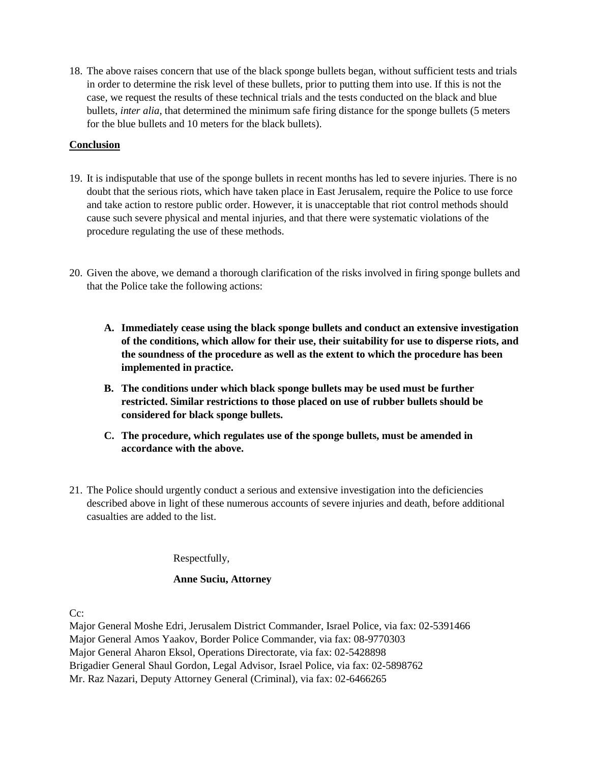18. The above raises concern that use of the black sponge bullets began, without sufficient tests and trials in order to determine the risk level of these bullets, prior to putting them into use. If this is not the case, we request the results of these technical trials and the tests conducted on the black and blue bullets, *inter alia*, that determined the minimum safe firing distance for the sponge bullets (5 meters for the blue bullets and 10 meters for the black bullets).

**Conclusion**

19. It is indisputable that use of the sponge bullets in recent months has led to severe injuries. There is no doubt that the serious riots, which have taken place in East Jerusalem, require the Police to use force and take action to restore public order. However, it is unacceptable that riot control methods should cause such severe physical and mental injuries, and that there were systematic violations of the procedure regulating the use of these methods.

20. Given the above, we demand a thorough clarification of the risks involved in firing sponge bullets and that the Police take the following actions:

    A. **Immediately cease using the black sponge bullets and conduct an extensive investigation of the conditions, which allow for their use, their suitability for use to disperse riots, and the soundness of the procedure as well as the extent to which the procedure has been implemented in practice.**

    B. **The conditions under which black sponge bullets may be used must be further restricted. Similar restrictions to those placed on use of rubber bullets should be considered for black sponge bullets.**

    C. **The procedure, which regulates use of the sponge bullets, must be amended in accordance with the above.**

21. The Police should urgently conduct a serious and extensive investigation into the deficiencies described above in light of these numerous accounts of severe injuries and death, before additional casualties are added to the list.

Respectfully,

**Anne Suciu, Attorney**

Cc:
Major General Moshe Edri, Jerusalem District Commander, Israel Police, via fax: 02-5391466
Major General Amos Yaakov, Border Police Commander, via fax: 08-9770303
Major General Aharon Eksol, Operations Directorate, via fax: 02-5428898
Brigadier General Shaul Gordon, Legal Advisor, Israel Police, via fax: 02-5898762
Mr. Raz Nazari, Deputy Attorney General (Criminal), via fax: 02-6466265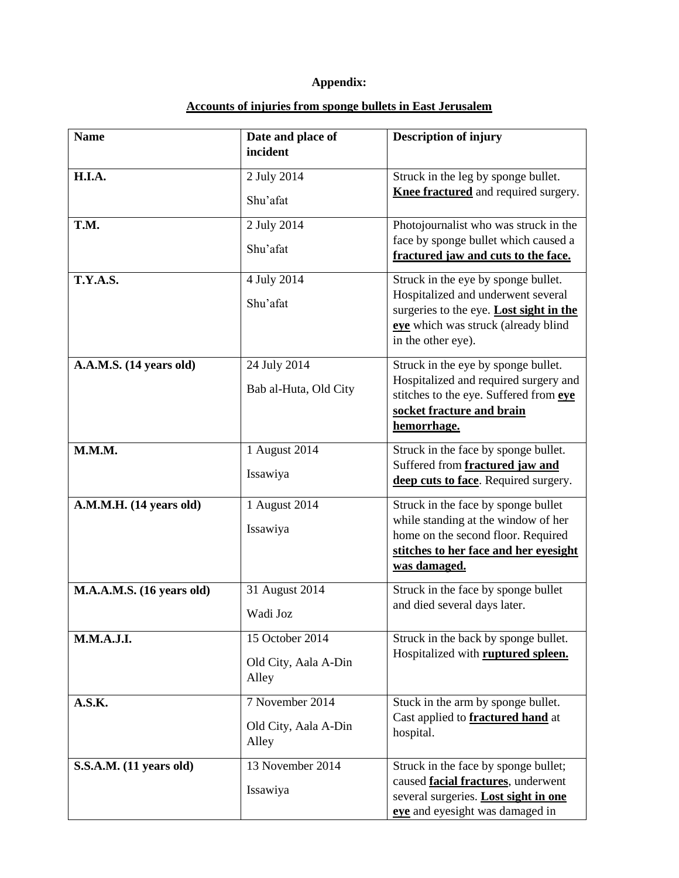**Appendix:**

**<u>Accounts of injuries from sponge bullets in East Jerusalem</u>**

| **Name** | **Date and place of incident** | **Description of injury** |
|---|---|---|
| **H.I.A.** | 2 July 2014<br>Shu'afat | Struck in the leg by sponge bullet. **<u>Knee fractured</u>** and required surgery. |
| **T.M.** | 2 July 2014<br>Shu'afat | Photojournalist who was struck in the face by sponge bullet which caused a **<u>fractured jaw and cuts to the face.</u>** |
| **T.Y.A.S.** | 4 July 2014<br>Shu'afat | Struck in the eye by sponge bullet. Hospitalized and underwent several surgeries to the eye. **<u>Lost sight in the eye</u>** which was struck (already blind in the other eye). |
| **A.A.M.S. (14 years old)** | 24 July 2014<br>Bab al-Huta, Old City | Struck in the eye by sponge bullet. Hospitalized and required surgery and stitches to the eye. Suffered from **<u>eye socket fracture and brain hemorrhage.</u>** |
| **M.M.M.** | 1 August 2014<br>Issawiya | Struck in the face by sponge bullet. Suffered from **<u>fractured jaw and deep cuts to face</u>**. Required surgery. |
| **A.M.M.H. (14 years old)** | 1 August 2014<br>Issawiya | Struck in the face by sponge bullet while standing at the window of her home on the second floor. Required **<u>stitches to her face and her eyesight was damaged.</u>** |
| **M.A.A.M.S. (16 years old)** | 31 August 2014<br>Wadi Joz | Struck in the face by sponge bullet and died several days later. |
| **M.M.A.J.I.** | 15 October 2014<br>Old City, Aala A-Din Alley | Struck in the back by sponge bullet. Hospitalized with **<u>ruptured spleen.</u>** |
| **A.S.K.** | 7 November 2014<br>Old City, Aala A-Din Alley | Stuck in the arm by sponge bullet. Cast applied to **<u>fractured hand</u>** at hospital. |
| **S.S.A.M. (11 years old)** | 13 November 2014<br>Issawiya | Struck in the face by sponge bullet; caused **<u>facial fractures</u>**, underwent several surgeries. **<u>Lost sight in one eye</u>** and eyesight was damaged in |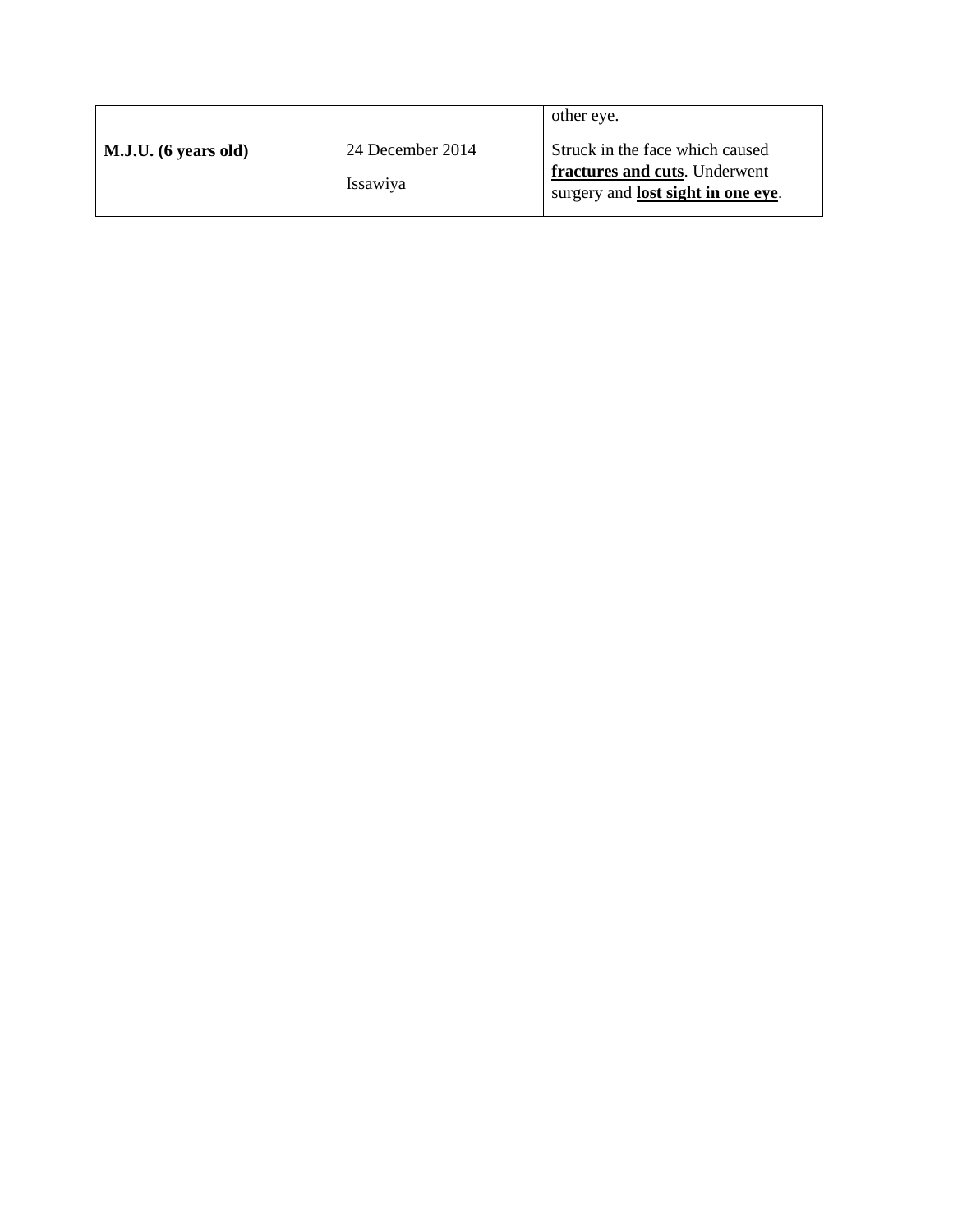| | | |
|---|---|---|
| | | other eye. |
| **M.J.U. (6 years old)** | 24 December 2014<br><br>Issawiya | Struck in the face which caused **fractures and cuts**. Underwent surgery and **lost sight in one eye**. |